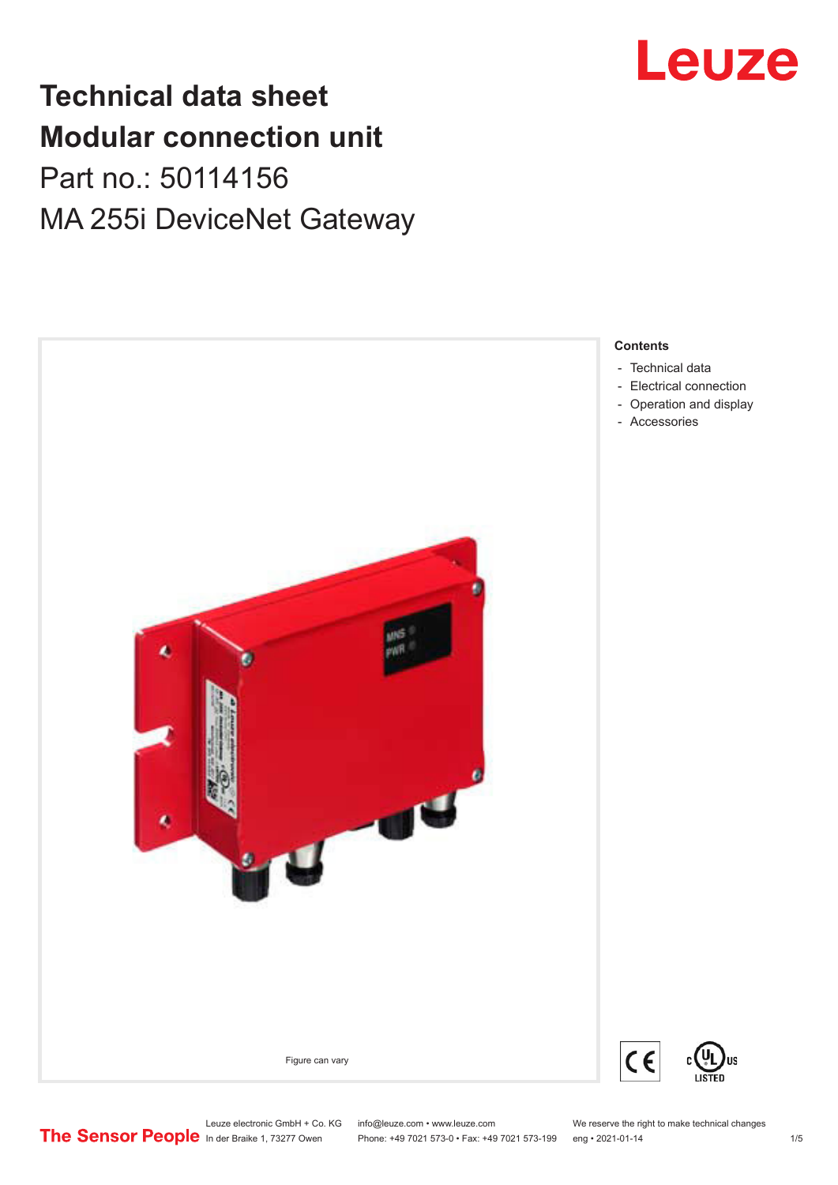# Technical data sheet
# Modular connection unit

Part no.: 50114156

MA 255i DeviceNet Gateway

Figure can vary

**Contents**

- Technical data
- Electrical connection
- Operation and display
- Accessories

Leuze electronic GmbH + Co. KG
In der Braike 1, 73277 Owen

info@leuze.com • www.leuze.com
Phone: +49 7021 573-0 • Fax: +49 7021 573-199

We reserve the right to make technical changes
eng • 2021-01-14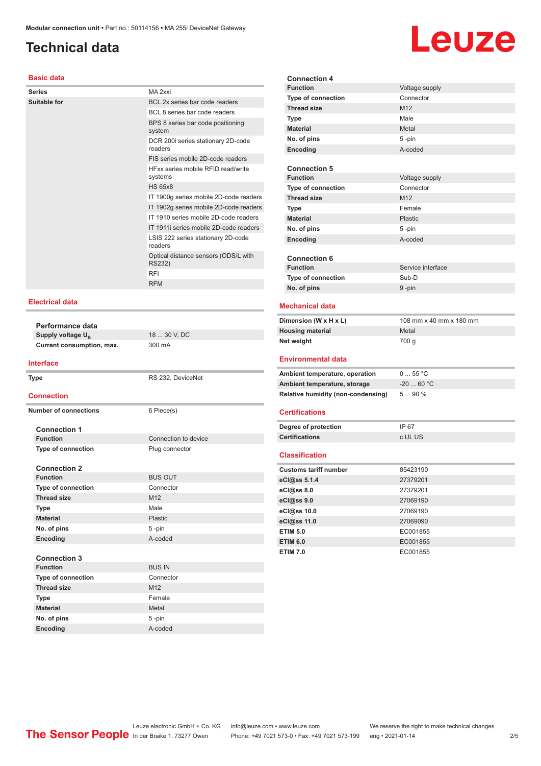# Technical data

## Basic data

| | |
|---|---|
| **Series** | MA 2xxi |
| **Suitable for** | BCL 2x series bar code readers |
| | BCL 8 series bar code readers |
| | BPS 8 series bar code positioning system |
| | DCR 200i series stationary 2D-code readers |
| | FIS series mobile 2D-code readers |
| | HFxx series mobile RFID read/write systems |
| | HS 65x8 |
| | IT 1900g series mobile 2D-code readers |
| | IT 1902g series mobile 2D-code readers |
| | IT 1910 series mobile 2D-code readers |
| | IT 1911i series mobile 2D-code readers |
| | LSIS 222 series stationary 2D-code readers |
| | Optical distance sensors (ODS/L with RS232) |
| | RFI |
| | RFM |

## Electrical data

**Performance data**

| | |
|---|---|
| **Supply voltage $U_B$** | 18 ... 30 V, DC |
| **Current consumption, max.** | 300 mA |

## Interface

| | |
|---|---|
| **Type** | RS 232, DeviceNet |

## Connection

| | |
|---|---|
| **Number of connections** | 6 Piece(s) |

**Connection 1**

| | |
|---|---|
| **Function** | Connection to device |
| **Type of connection** | Plug connector |

**Connection 2**

| | |
|---|---|
| **Function** | BUS OUT |
| **Type of connection** | Connector |
| **Thread size** | M12 |
| **Type** | Male |
| **Material** | Plastic |
| **No. of pins** | 5 -pin |
| **Encoding** | A-coded |

**Connection 3**

| | |
|---|---|
| **Function** | BUS IN |
| **Type of connection** | Connector |
| **Thread size** | M12 |
| **Type** | Female |
| **Material** | Metal |
| **No. of pins** | 5 -pin |
| **Encoding** | A-coded |

**Connection 4**

| | |
|---|---|
| **Function** | Voltage supply |
| **Type of connection** | Connector |
| **Thread size** | M12 |
| **Type** | Male |
| **Material** | Metal |
| **No. of pins** | 5 -pin |
| **Encoding** | A-coded |

**Connection 5**

| | |
|---|---|
| **Function** | Voltage supply |
| **Type of connection** | Connector |
| **Thread size** | M12 |
| **Type** | Female |
| **Material** | Plastic |
| **No. of pins** | 5 -pin |
| **Encoding** | A-coded |

**Connection 6**

| | |
|---|---|
| **Function** | Service interface |
| **Type of connection** | Sub-D |
| **No. of pins** | 9 -pin |

## Mechanical data

| | |
|---|---|
| **Dimension (W x H x L)** | 108 mm x 40 mm x 180 mm |
| **Housing material** | Metal |
| **Net weight** | 700 g |

## Environmental data

| | |
|---|---|
| **Ambient temperature, operation** | 0 ... 55 °C |
| **Ambient temperature, storage** | -20 ... 60 °C |
| **Relative humidity (non-condensing)** | 5 ... 90 % |

## Certifications

| | |
|---|---|
| **Degree of protection** | IP 67 |
| **Certifications** | c UL US |

## Classification

| | |
|---|---|
| **Customs tariff number** | 85423190 |
| **eCl@ss 5.1.4** | 27379201 |
| **eCl@ss 8.0** | 27379201 |
| **eCl@ss 9.0** | 27069190 |
| **eCl@ss 10.0** | 27069190 |
| **eCl@ss 11.0** | 27069090 |
| **ETIM 5.0** | EC001855 |
| **ETIM 6.0** | EC001855 |
| **ETIM 7.0** | EC001855 |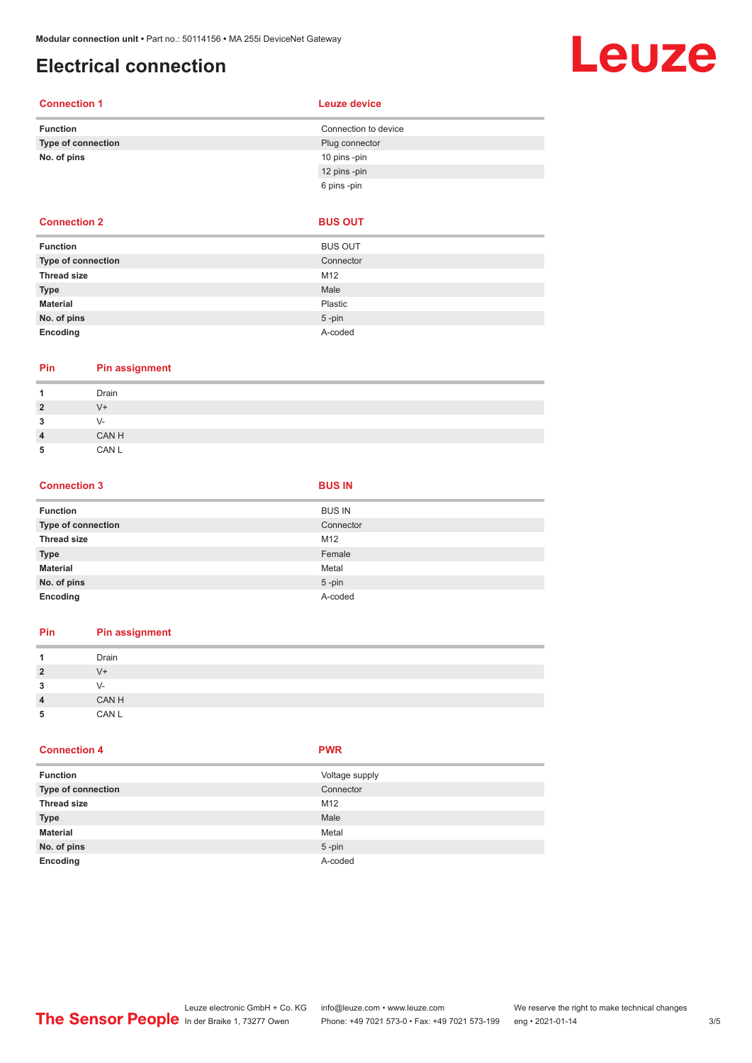# Electrical connection

| Connection 1 | Leuze device |
|---|---|
| Function | Connection to device |
| Type of connection | Plug connector |
| No. of pins | 10 pins -pin |
| | 12 pins -pin |
| | 6 pins -pin |

| Connection 2 | BUS OUT |
|---|---|
| Function | BUS OUT |
| Type of connection | Connector |
| Thread size | M12 |
| Type | Male |
| Material | Plastic |
| No. of pins | 5 -pin |
| Encoding | A-coded |

| Pin | Pin assignment |
|---|---|
| 1 | Drain |
| 2 | V+ |
| 3 | V- |
| 4 | CAN H |
| 5 | CAN L |

| Connection 3 | BUS IN |
|---|---|
| Function | BUS IN |
| Type of connection | Connector |
| Thread size | M12 |
| Type | Female |
| Material | Metal |
| No. of pins | 5 -pin |
| Encoding | A-coded |

| Pin | Pin assignment |
|---|---|
| 1 | Drain |
| 2 | V+ |
| 3 | V- |
| 4 | CAN H |
| 5 | CAN L |

| Connection 4 | PWR |
|---|---|
| Function | Voltage supply |
| Type of connection | Connector |
| Thread size | M12 |
| Type | Male |
| Material | Metal |
| No. of pins | 5 -pin |
| Encoding | A-coded |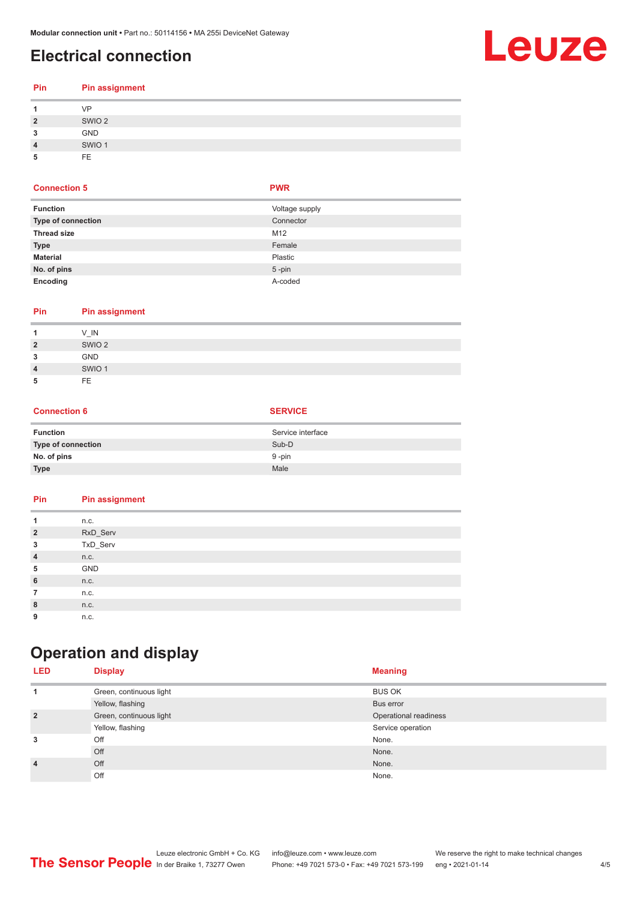## Electrical connection

| Pin | Pin assignment |
|---|---|
| 1 | VP |
| 2 | SWIO 2 |
| 3 | GND |
| 4 | SWIO 1 |
| 5 | FE |

| Connection 5 | PWR |
|---|---|
| Function | Voltage supply |
| Type of connection | Connector |
| Thread size | M12 |
| Type | Female |
| Material | Plastic |
| No. of pins | 5 -pin |
| Encoding | A-coded |

| Pin | Pin assignment |
|---|---|
| 1 | V_IN |
| 2 | SWIO 2 |
| 3 | GND |
| 4 | SWIO 1 |
| 5 | FE |

| Connection 6 | SERVICE |
|---|---|
| Function | Service interface |
| Type of connection | Sub-D |
| No. of pins | 9 -pin |
| Type | Male |

| Pin | Pin assignment |
|---|---|
| 1 | n.c. |
| 2 | RxD_Serv |
| 3 | TxD_Serv |
| 4 | n.c. |
| 5 | GND |
| 6 | n.c. |
| 7 | n.c. |
| 8 | n.c. |
| 9 | n.c. |

## Operation and display

| LED | Display | Meaning |
|---|---|---|
| 1 | Green, continuous light | BUS OK |
| | Yellow, flashing | Bus error |
| 2 | Green, continuous light | Operational readiness |
| | Yellow, flashing | Service operation |
| 3 | Off | None. |
| | Off | None. |
| 4 | Off | None. |
| | Off | None. |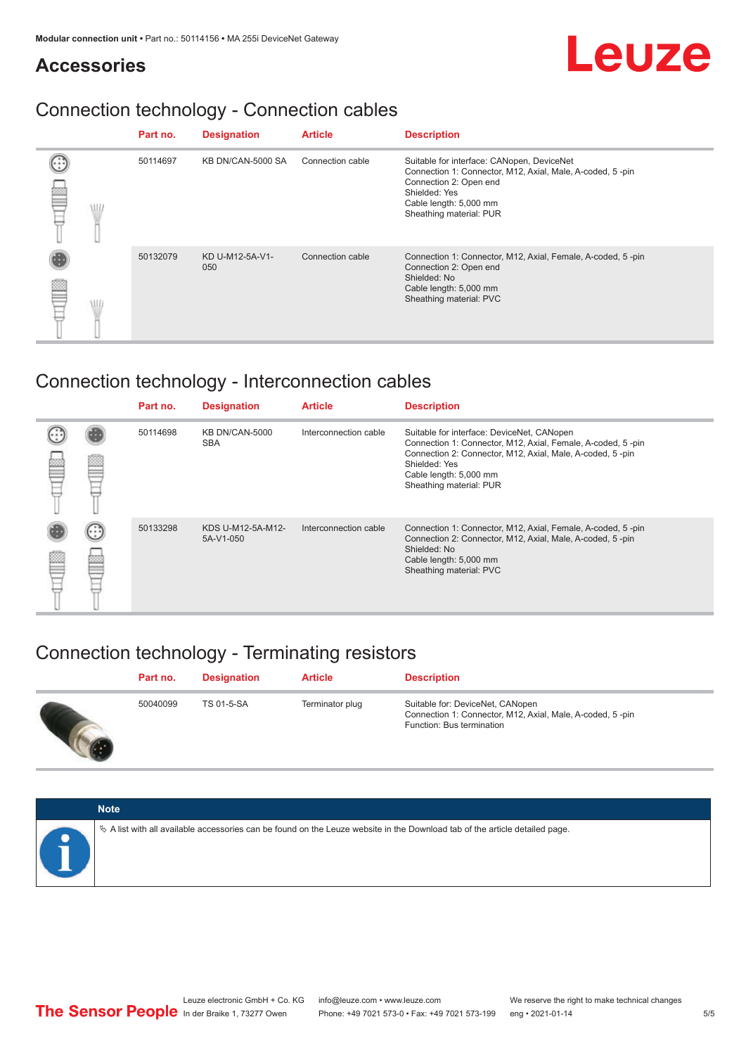## Accessories

### Connection technology - Connection cables

| | Part no. | Designation | Article | Description |
|---|---|---|---|---|
| | 50114697 | KB DN/CAN-5000 SA | Connection cable | Suitable for interface: CANopen, DeviceNet<br>Connection 1: Connector, M12, Axial, Male, A-coded, 5 -pin<br>Connection 2: Open end<br>Shielded: Yes<br>Cable length: 5,000 mm<br>Sheathing material: PUR |
| | 50132079 | KD U-M12-5A-V1-050 | Connection cable | Connection 1: Connector, M12, Axial, Female, A-coded, 5 -pin<br>Connection 2: Open end<br>Shielded: No<br>Cable length: 5,000 mm<br>Sheathing material: PVC |

### Connection technology - Interconnection cables

| | Part no. | Designation | Article | Description |
|---|---|---|---|---|
| | 50114698 | KB DN/CAN-5000 SBA | Interconnection cable | Suitable for interface: DeviceNet, CANopen<br>Connection 1: Connector, M12, Axial, Female, A-coded, 5 -pin<br>Connection 2: Connector, M12, Axial, Male, A-coded, 5 -pin<br>Shielded: Yes<br>Cable length: 5,000 mm<br>Sheathing material: PUR |
| | 50133298 | KDS U-M12-5A-M12-5A-V1-050 | Interconnection cable | Connection 1: Connector, M12, Axial, Female, A-coded, 5 -pin<br>Connection 2: Connector, M12, Axial, Male, A-coded, 5 -pin<br>Shielded: No<br>Cable length: 5,000 mm<br>Sheathing material: PVC |

### Connection technology - Terminating resistors

| | Part no. | Designation | Article | Description |
|---|---|---|---|---|
| | 50040099 | TS 01-5-SA | Terminator plug | Suitable for: DeviceNet, CANopen<br>Connection 1: Connector, M12, Axial, Male, A-coded, 5 -pin<br>Function: Bus termination |

**Note**

✎ A list with all available accessories can be found on the Leuze website in the Download tab of the article detailed page.